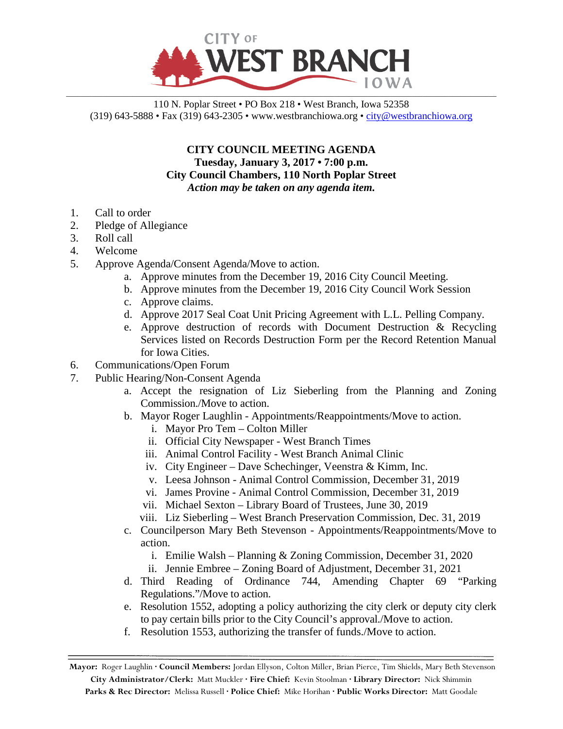CITY OF WEST BRANCH IOWA

110 N. Poplar Street • PO Box 218 • West Branch, Iowa 52358
(319) 643-5888 • Fax (319) 643-2305 • www.westbranchiowa.org • city@westbranchiowa.org

**CITY COUNCIL MEETING AGENDA**
**Tuesday, January 3, 2017 • 7:00 p.m.**
**City Council Chambers, 110 North Poplar Street**
***Action may be taken on any agenda item.***

1. Call to order
2. Pledge of Allegiance
3. Roll call
4. Welcome
5. Approve Agenda/Consent Agenda/Move to action.
   a. Approve minutes from the December 19, 2016 City Council Meeting.
   b. Approve minutes from the December 19, 2016 City Council Work Session
   c. Approve claims.
   d. Approve 2017 Seal Coat Unit Pricing Agreement with L.L. Pelling Company.
   e. Approve destruction of records with Document Destruction & Recycling Services listed on Records Destruction Form per the Record Retention Manual for Iowa Cities.
6. Communications/Open Forum
7. Public Hearing/Non-Consent Agenda
   a. Accept the resignation of Liz Sieberling from the Planning and Zoning Commission./Move to action.
   b. Mayor Roger Laughlin - Appointments/Reappointments/Move to action.
      i. Mayor Pro Tem – Colton Miller
      ii. Official City Newspaper - West Branch Times
      iii. Animal Control Facility - West Branch Animal Clinic
      iv. City Engineer – Dave Schechinger, Veenstra & Kimm, Inc.
      v. Leesa Johnson - Animal Control Commission, December 31, 2019
      vi. James Provine - Animal Control Commission, December 31, 2019
      vii. Michael Sexton – Library Board of Trustees, June 30, 2019
      viii. Liz Sieberling – West Branch Preservation Commission, Dec. 31, 2019
   c. Councilperson Mary Beth Stevenson - Appointments/Reappointments/Move to action.
      i. Emilie Walsh – Planning & Zoning Commission, December 31, 2020
      ii. Jennie Embree – Zoning Board of Adjustment, December 31, 2021
   d. Third Reading of Ordinance 744, Amending Chapter 69 "Parking Regulations."/Move to action.
   e. Resolution 1552, adopting a policy authorizing the city clerk or deputy city clerk to pay certain bills prior to the City Council's approval./Move to action.
   f. Resolution 1553, authorizing the transfer of funds./Move to action.

**Mayor:** Roger Laughlin · **Council Members:** Jordan Ellyson, Colton Miller, Brian Pierce, Tim Shields, Mary Beth Stevenson
**City Administrator/Clerk:** Matt Muckler · **Fire Chief:** Kevin Stoolman · **Library Director:** Nick Shimmin
**Parks & Rec Director:** Melissa Russell · **Police Chief:** Mike Horihan · **Public Works Director:** Matt Goodale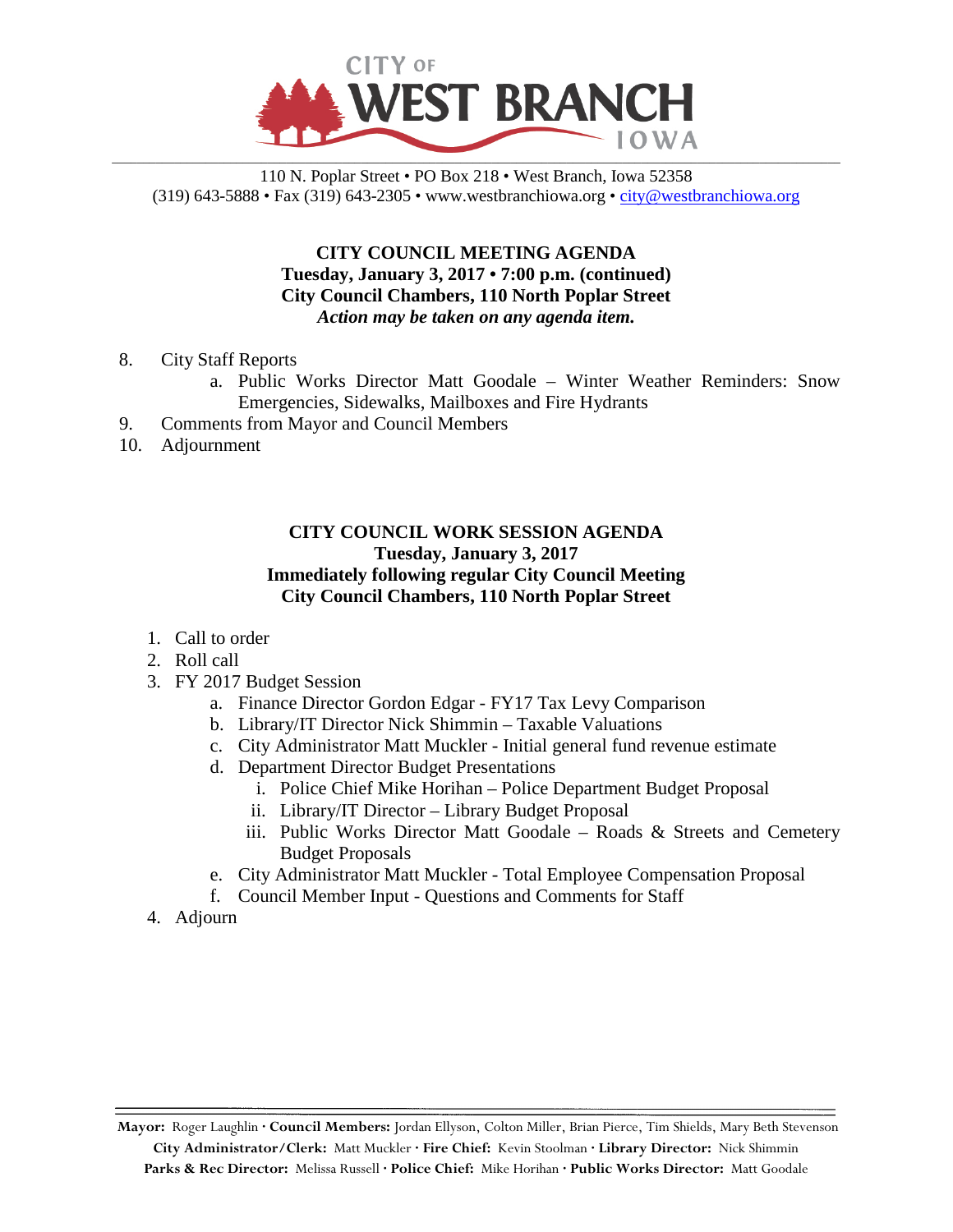CITY OF WEST BRANCH IOWA

110 N. Poplar Street • PO Box 218 • West Branch, Iowa 52358
(319) 643-5888 • Fax (319) 643-2305 • www.westbranchiowa.org • city@westbranchiowa.org

**CITY COUNCIL MEETING AGENDA**
**Tuesday, January 3, 2017 • 7:00 p.m. (continued)**
**City Council Chambers, 110 North Poplar Street**
***Action may be taken on any agenda item.***

8. City Staff Reports
   a. Public Works Director Matt Goodale – Winter Weather Reminders: Snow Emergencies, Sidewalks, Mailboxes and Fire Hydrants
9. Comments from Mayor and Council Members
10. Adjournment

**CITY COUNCIL WORK SESSION AGENDA**
**Tuesday, January 3, 2017**
**Immediately following regular City Council Meeting**
**City Council Chambers, 110 North Poplar Street**

1. Call to order
2. Roll call
3. FY 2017 Budget Session
   a. Finance Director Gordon Edgar - FY17 Tax Levy Comparison
   b. Library/IT Director Nick Shimmin – Taxable Valuations
   c. City Administrator Matt Muckler - Initial general fund revenue estimate
   d. Department Director Budget Presentations
      i. Police Chief Mike Horihan – Police Department Budget Proposal
      ii. Library/IT Director – Library Budget Proposal
      iii. Public Works Director Matt Goodale – Roads & Streets and Cemetery Budget Proposals
   e. City Administrator Matt Muckler - Total Employee Compensation Proposal
   f. Council Member Input - Questions and Comments for Staff
4. Adjourn

**Mayor:** Roger Laughlin · **Council Members:** Jordan Ellyson, Colton Miller, Brian Pierce, Tim Shields, Mary Beth Stevenson
**City Administrator/Clerk:** Matt Muckler · **Fire Chief:** Kevin Stoolman · **Library Director:** Nick Shimmin
**Parks & Rec Director:** Melissa Russell · **Police Chief:** Mike Horihan · **Public Works Director:** Matt Goodale